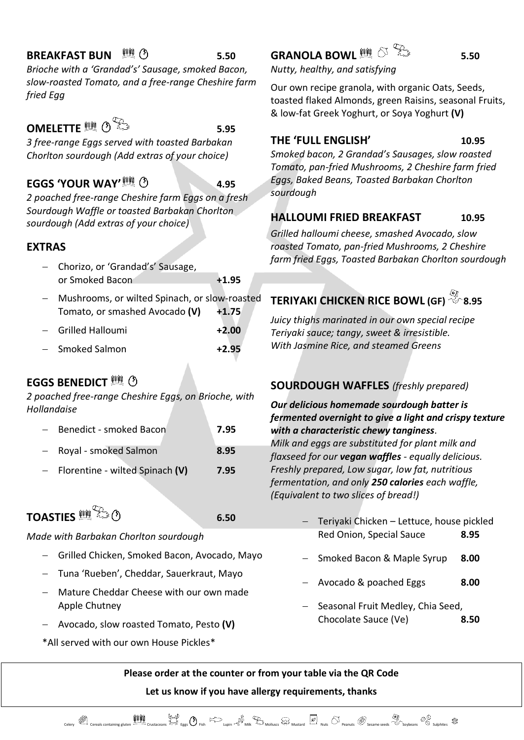## BREAKFAST BUN — 5.50

*Brioche with a 'Grandad's' Sausage, smoked Bacon, slow-roasted Tomato, and a free-range Cheshire farm fried Egg*

## OMELETTE — 5.95

*3 free-range Eggs served with toasted Barbakan Chorlton sourdough (Add extras of your choice)*

## EGGS 'YOUR WAY' — 4.95

*2 poached free-range Cheshire farm Eggs on a fresh Sourdough Waffle or toasted Barbakan Chorlton sourdough (Add extras of your choice)*

## EXTRAS

- Chorizo, or 'Grandad's' Sausage, or Smoked Bacon — +1.95
- Mushrooms, or wilted Spinach, or slow-roasted Tomato, or smashed Avocado **(V)** — +1.75
- Grilled Halloumi — +2.00
- Smoked Salmon — +2.95

## EGGS BENEDICT

*2 poached free-range Cheshire Eggs, on Brioche, with Hollandaise*

- Benedict - smoked Bacon — 7.95
- Royal - smoked Salmon — 8.95
- Florentine - wilted Spinach **(V)** — 7.95

## TOASTIES — 6.50

*Made with Barbakan Chorlton sourdough*

- Grilled Chicken, Smoked Bacon, Avocado, Mayo
- Tuna 'Rueben', Cheddar, Sauerkraut, Mayo
- Mature Cheddar Cheese with our own made Apple Chutney
- Avocado, slow roasted Tomato, Pesto **(V)**

\*All served with our own House Pickles\*

## GRANOLA BOWL — 5.50

*Nutty, healthy, and satisfying*

Our own recipe granola, with organic Oats, Seeds, toasted flaked Almonds, green Raisins, seasonal Fruits, & low-fat Greek Yoghurt, or Soya Yoghurt **(V)**

## THE 'FULL ENGLISH' — 10.95

*Smoked bacon, 2 Grandad's Sausages, slow roasted Tomato, pan-fried Mushrooms, 2 Cheshire farm fried Eggs, Baked Beans, Toasted Barbakan Chorlton sourdough*

## HALLOUMI FRIED BREAKFAST — 10.95

*Grilled halloumi cheese, smashed Avocado, slow roasted Tomato, pan-fried Mushrooms, 2 Cheshire farm fried Eggs, Toasted Barbakan Chorlton sourdough*

## TERIYAKI CHICKEN RICE BOWL (GF) — 8.95

*Juicy thighs marinated in our own special recipe Teriyaki sauce; tangy, sweet & irresistible. With Jasmine Rice, and steamed Greens*

## SOURDOUGH WAFFLES *(freshly prepared)*

***Our delicious homemade sourdough batter is fermented overnight to give a light and crispy texture with a characteristic chewy tanginess***.
*Milk and eggs are substituted for plant milk and flaxseed for our **vegan waffles** - equally delicious. Freshly prepared, Low sugar, low fat, nutritious fermentation, and only **250 calories** each waffle, (Equivalent to two slices of bread!)*

- Teriyaki Chicken – Lettuce, house pickled Red Onion, Special Sauce — 8.95
- Smoked Bacon & Maple Syrup — 8.00
- Avocado & poached Eggs — 8.00
- Seasonal Fruit Medley, Chia Seed, Chocolate Sauce (Ve) — 8.50

**Please order at the counter or from your table via the QR Code**

**Let us know if you have allergy requirements, thanks**

Celery · Cereals containing gluten · Crustaceans · Eggs · Fish · Lupin · Milk · Molluscs · Mustard · Nuts · Peanuts · Sesame seeds · Soybeans · Sulphites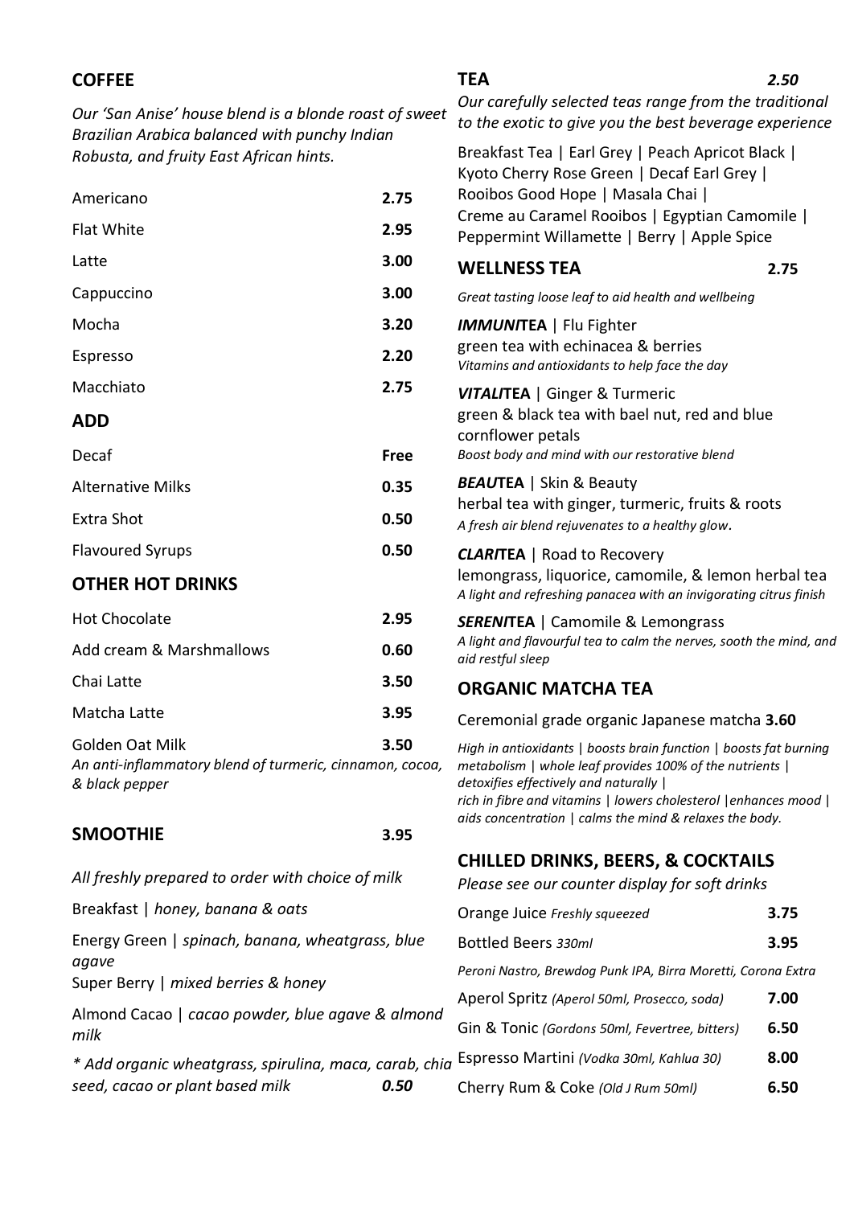## COFFEE

*Our 'San Anise' house blend is a blonde roast of sweet Brazilian Arabica balanced with punchy Indian Robusta, and fruity East African hints.*

| | |
|---|---|
| Americano | **2.75** |
| Flat White | **2.95** |
| Latte | **3.00** |
| Cappuccino | **3.00** |
| Mocha | **3.20** |
| Espresso | **2.20** |
| Macchiato | **2.75** |

## ADD

| | |
|---|---|
| Decaf | **Free** |
| Alternative Milks | **0.35** |
| Extra Shot | **0.50** |
| Flavoured Syrups | **0.50** |

## OTHER HOT DRINKS

| | |
|---|---|
| Hot Chocolate | **2.95** |
| Add cream & Marshmallows | **0.60** |
| Chai Latte | **3.50** |
| Matcha Latte | **3.95** |
| Golden Oat Milk | **3.50** |

*An anti-inflammatory blend of turmeric, cinnamon, cocoa, & black pepper*

## SMOOTHIE **3.95**

*All freshly prepared to order with choice of milk*

Breakfast | *honey, banana & oats*

Energy Green | *spinach, banana, wheatgrass, blue agave*

Super Berry | *mixed berries & honey*

Almond Cacao | *cacao powder, blue agave & almond milk*

*\* Add organic wheatgrass, spirulina, maca, carab, chia seed, cacao or plant based milk* ***0.50***

## TEA ***2.50***

*Our carefully selected teas range from the traditional to the exotic to give you the best beverage experience*

Breakfast Tea | Earl Grey | Peach Apricot Black | Kyoto Cherry Rose Green | Decaf Earl Grey | Rooibos Good Hope | Masala Chai | Creme au Caramel Rooibos | Egyptian Camomile | Peppermint Willamette | Berry | Apple Spice

## WELLNESS TEA **2.75**

*Great tasting loose leaf to aid health and wellbeing*

***IMMUNI*TEA** | Flu Fighter
green tea with echinacea & berries
*Vitamins and antioxidants to help face the day*

***VITALI*TEA** | Ginger & Turmeric
green & black tea with bael nut, red and blue cornflower petals
*Boost body and mind with our restorative blend*

***BEAU*TEA** | Skin & Beauty
herbal tea with ginger, turmeric, fruits & roots
*A fresh air blend rejuvenates to a healthy glow.*

***CLARI*TEA** | Road to Recovery
lemongrass, liquorice, camomile, & lemon herbal tea
*A light and refreshing panacea with an invigorating citrus finish*

***SERENI*TEA** | Camomile & Lemongrass
*A light and flavourful tea to calm the nerves, sooth the mind, and aid restful sleep*

## ORGANIC MATCHA TEA

Ceremonial grade organic Japanese matcha **3.60**

*High in antioxidants | boosts brain function | boosts fat burning metabolism | whole leaf provides 100% of the nutrients | detoxifies effectively and naturally | rich in fibre and vitamins | lowers cholesterol |enhances mood | aids concentration | calms the mind & relaxes the body.*

## CHILLED DRINKS, BEERS, & COCKTAILS

*Please see our counter display for soft drinks*

| | |
|---|---|
| Orange Juice *Freshly squeezed* | **3.75** |
| Bottled Beers *330ml* | **3.95** |

*Peroni Nastro, Brewdog Punk IPA, Birra Moretti, Corona Extra*

| | |
|---|---|
| Aperol Spritz *(Aperol 50ml, Prosecco, soda)* | **7.00** |
| Gin & Tonic *(Gordons 50ml, Fevertree, bitters)* | **6.50** |
| Espresso Martini *(Vodka 30ml, Kahlua 30)* | **8.00** |
| Cherry Rum & Coke *(Old J Rum 50ml)* | **6.50** |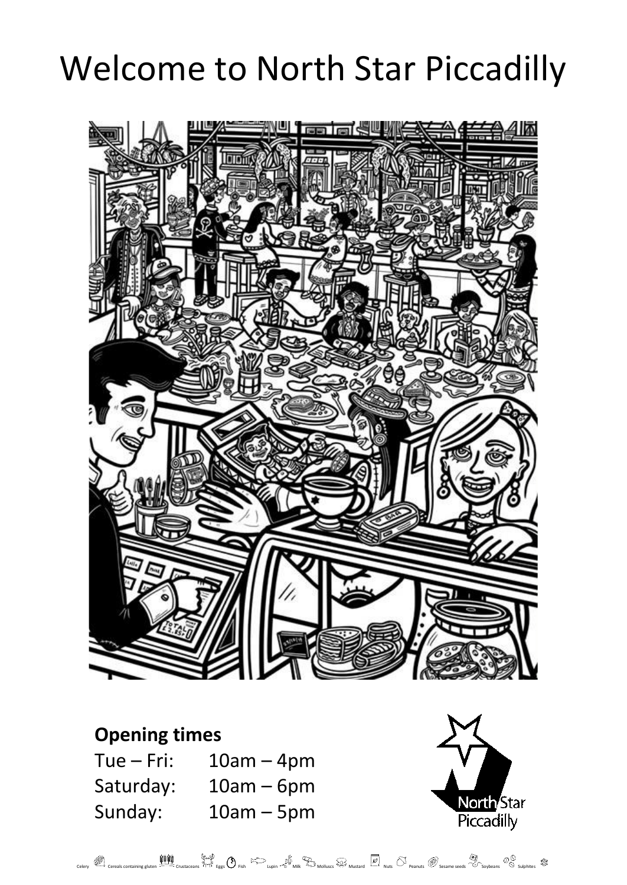# Welcome to North Star Piccadilly

**Opening times**

| | |
|---|---|
| Tue – Fri: | 10am – 4pm |
| Saturday: | 10am – 6pm |
| Sunday: | 10am – 5pm |

North Star Piccadilly

Celery Cereals containing gluten Crustaceans Eggs Fish Lupin Milk Molluscs Mustard Nuts Peanuts Sesame seeds Soybeans Sulphites